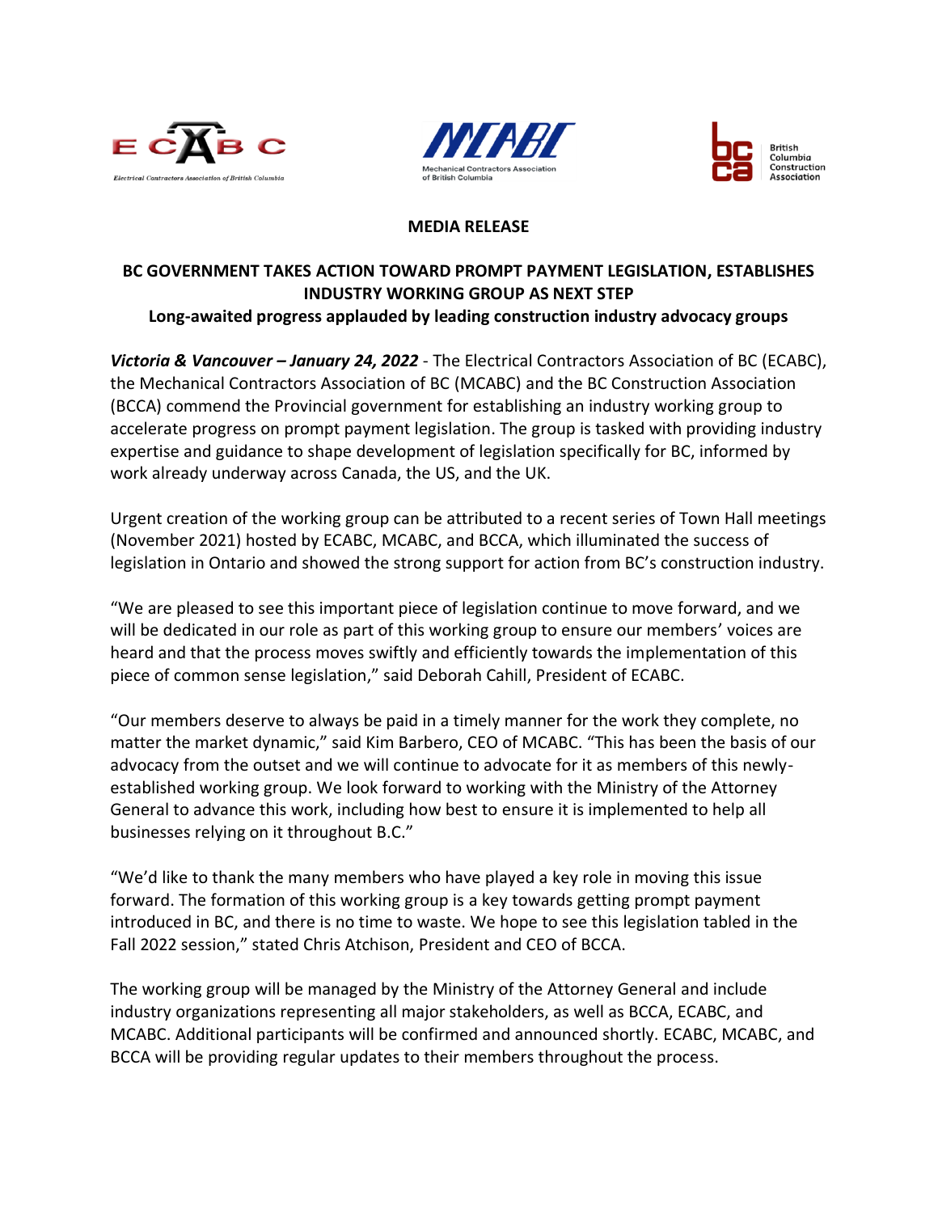**MEDIA RELEASE**

# BC GOVERNMENT TAKES ACTION TOWARD PROMPT PAYMENT LEGISLATION, ESTABLISHES INDUSTRY WORKING GROUP AS NEXT STEP

## Long-awaited progress applauded by leading construction industry advocacy groups

***Victoria & Vancouver – January 24, 2022*** - The Electrical Contractors Association of BC (ECABC), the Mechanical Contractors Association of BC (MCABC) and the BC Construction Association (BCCA) commend the Provincial government for establishing an industry working group to accelerate progress on prompt payment legislation. The group is tasked with providing industry expertise and guidance to shape development of legislation specifically for BC, informed by work already underway across Canada, the US, and the UK.

Urgent creation of the working group can be attributed to a recent series of Town Hall meetings (November 2021) hosted by ECABC, MCABC, and BCCA, which illuminated the success of legislation in Ontario and showed the strong support for action from BC's construction industry.

"We are pleased to see this important piece of legislation continue to move forward, and we will be dedicated in our role as part of this working group to ensure our members' voices are heard and that the process moves swiftly and efficiently towards the implementation of this piece of common sense legislation," said Deborah Cahill, President of ECABC.

"Our members deserve to always be paid in a timely manner for the work they complete, no matter the market dynamic," said Kim Barbero, CEO of MCABC. "This has been the basis of our advocacy from the outset and we will continue to advocate for it as members of this newly-established working group. We look forward to working with the Ministry of the Attorney General to advance this work, including how best to ensure it is implemented to help all businesses relying on it throughout B.C."

"We'd like to thank the many members who have played a key role in moving this issue forward. The formation of this working group is a key towards getting prompt payment introduced in BC, and there is no time to waste. We hope to see this legislation tabled in the Fall 2022 session," stated Chris Atchison, President and CEO of BCCA.

The working group will be managed by the Ministry of the Attorney General and include industry organizations representing all major stakeholders, as well as BCCA, ECABC, and MCABC. Additional participants will be confirmed and announced shortly. ECABC, MCABC, and BCCA will be providing regular updates to their members throughout the process.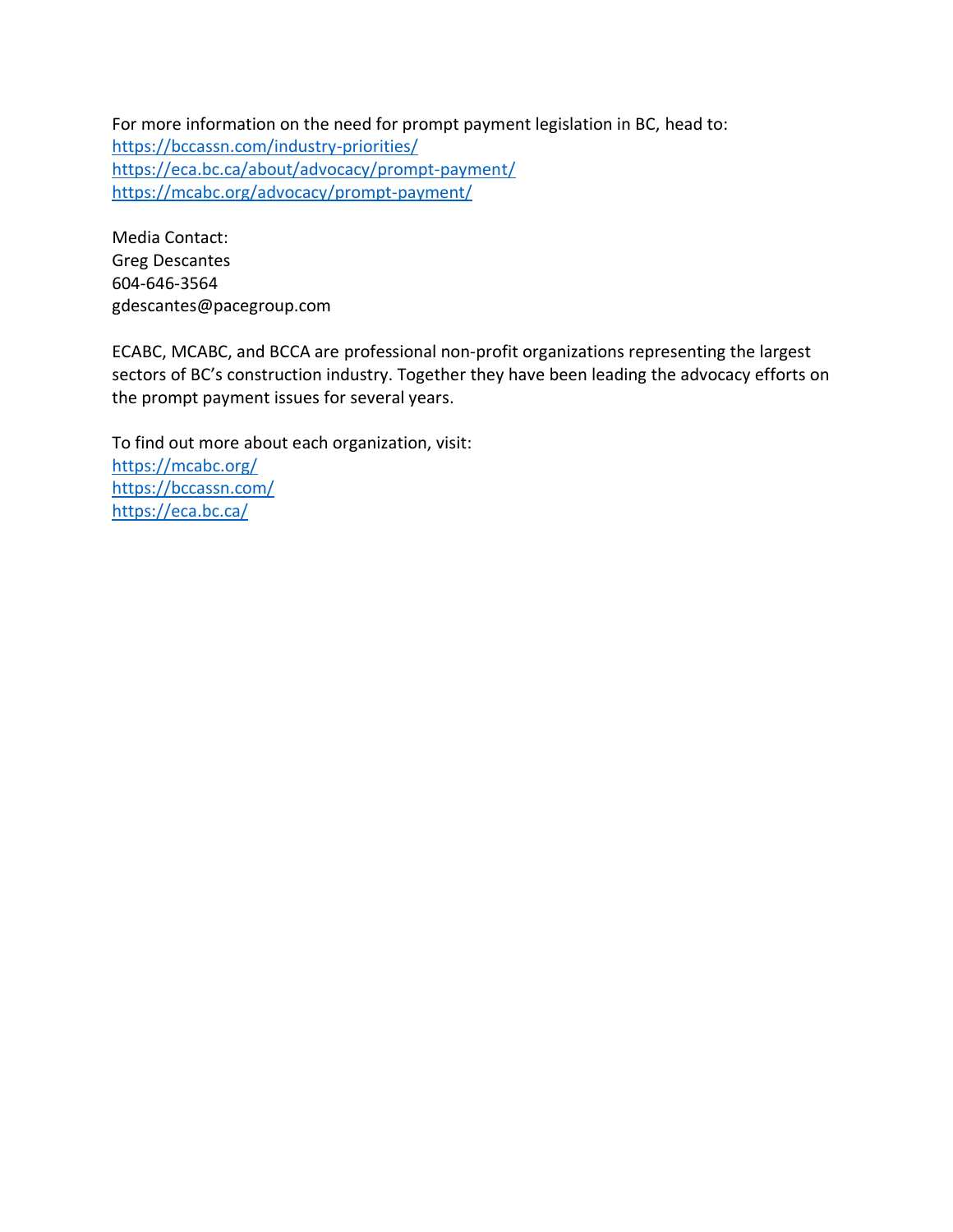For more information on the need for prompt payment legislation in BC, head to:
https://bccassn.com/industry-priorities/
https://eca.bc.ca/about/advocacy/prompt-payment/
https://mcabc.org/advocacy/prompt-payment/

Media Contact:
Greg Descantes
604-646-3564
gdescantes@pacegroup.com

ECABC, MCABC, and BCCA are professional non-profit organizations representing the largest sectors of BC's construction industry. Together they have been leading the advocacy efforts on the prompt payment issues for several years.

To find out more about each organization, visit:
https://mcabc.org/
https://bccassn.com/
https://eca.bc.ca/